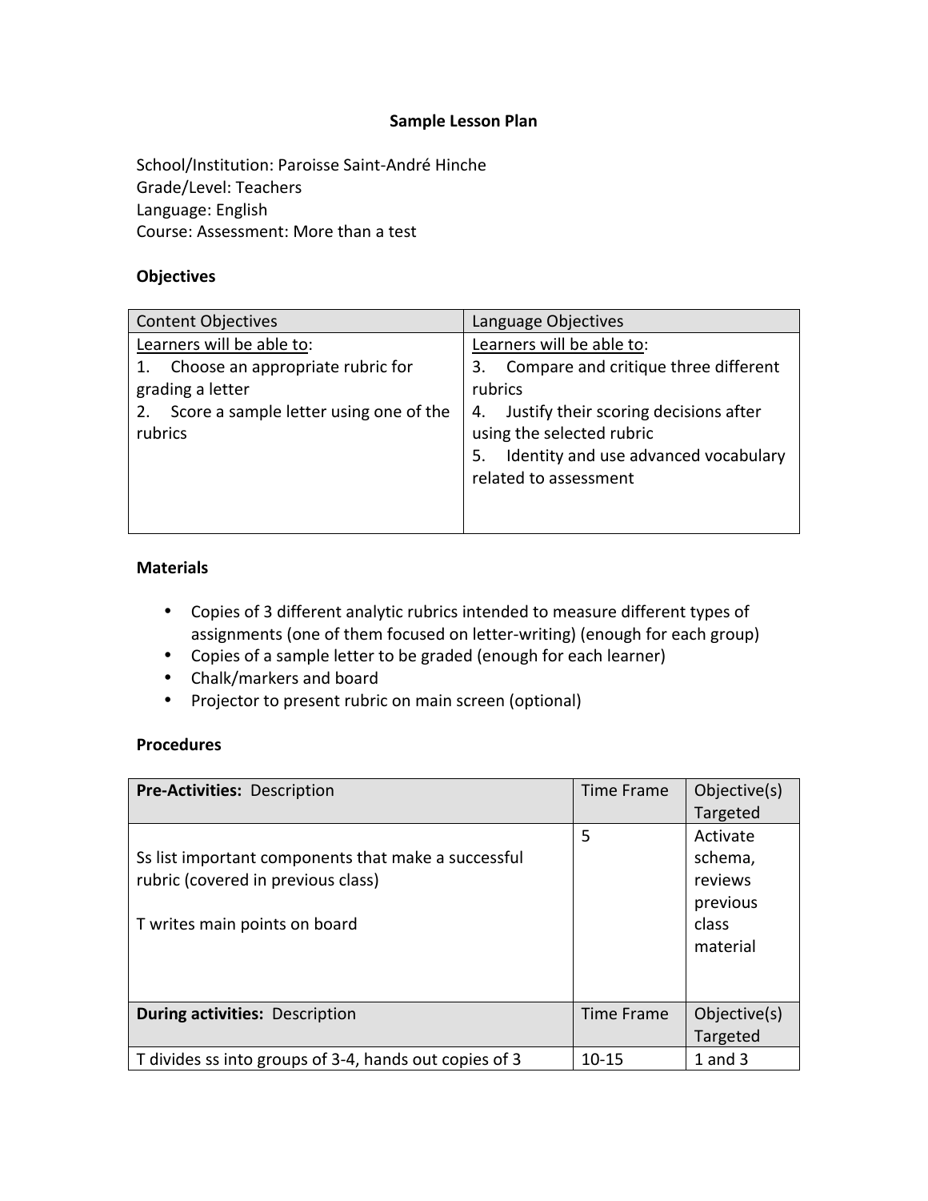**Sample Lesson Plan**

School/Institution: Paroisse Saint-André Hinche
Grade/Level: Teachers
Language: English
Course: Assessment: More than a test

**Objectives**

| Content Objectives | Language Objectives |
|---|---|
| Learners will be able to:<br>1. Choose an appropriate rubric for grading a letter<br>2. Score a sample letter using one of the rubrics | Learners will be able to:<br>3. Compare and critique three different rubrics<br>4. Justify their scoring decisions after using the selected rubric<br>5. Identity and use advanced vocabulary related to assessment |

**Materials**

- Copies of 3 different analytic rubrics intended to measure different types of assignments (one of them focused on letter-writing) (enough for each group)
- Copies of a sample letter to be graded (enough for each learner)
- Chalk/markers and board
- Projector to present rubric on main screen (optional)

**Procedures**

| **Pre-Activities:** Description | Time Frame | Objective(s) Targeted |
|---|---|---|
| Ss list important components that make a successful rubric (covered in previous class)<br><br>T writes main points on board | 5 | Activate schema, reviews previous class material |
| **During activities:** Description | Time Frame | Objective(s) Targeted |
| T divides ss into groups of 3-4, hands out copies of 3 | 10-15 | 1 and 3 |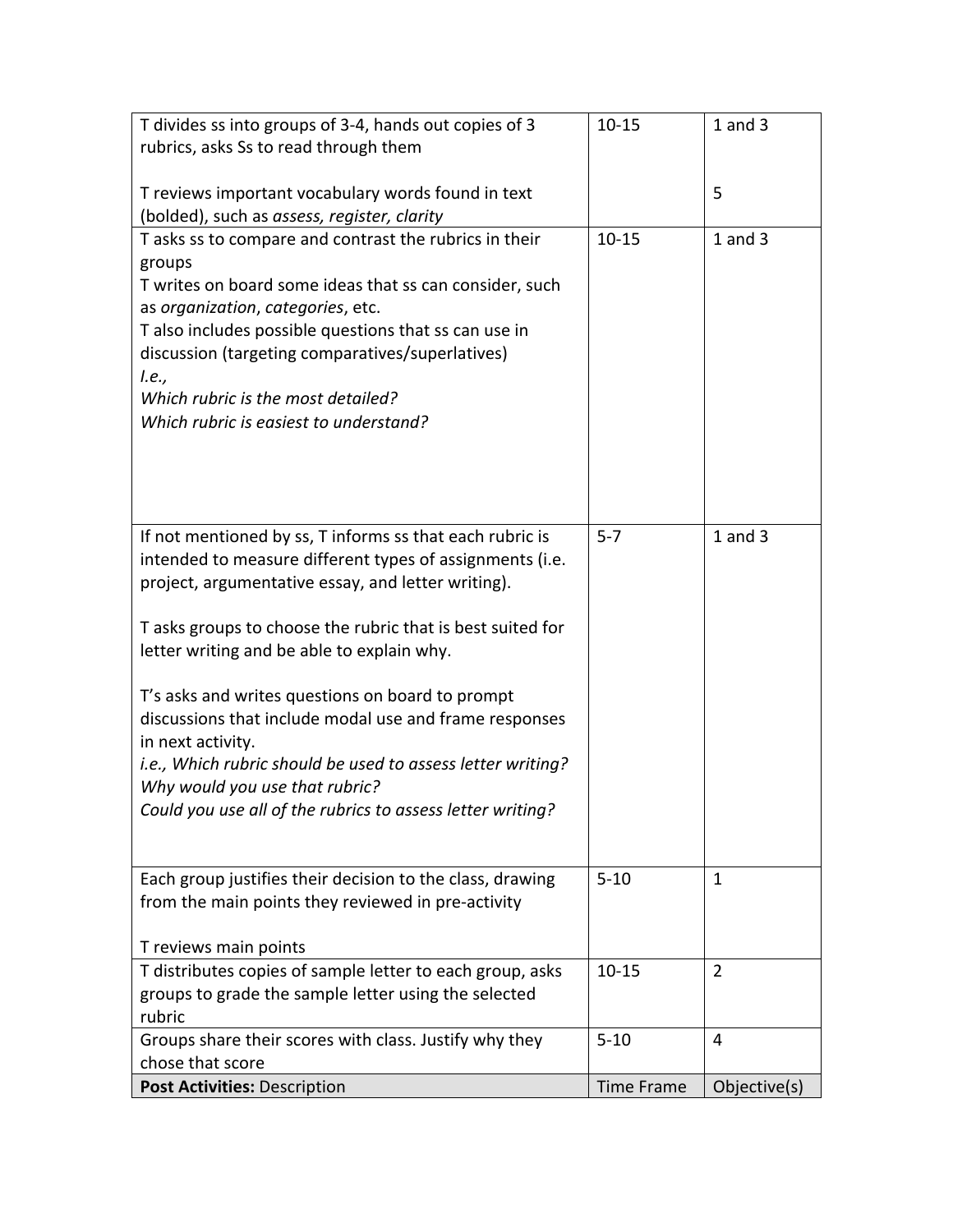| T divides ss into groups of 3-4, hands out copies of 3 rubrics, asks Ss to read through them<br><br>T reviews important vocabulary words found in text (bolded), such as *assess, register, clarity* | 10-15 | 1 and 3<br><br>5 |
|---|---|---|
| T asks ss to compare and contrast the rubrics in their groups<br>T writes on board some ideas that ss can consider, such as *organization*, *categories*, etc.<br>T also includes possible questions that ss can use in discussion (targeting comparatives/superlatives)<br>*I.e.,*<br>*Which rubric is the most detailed?*<br>*Which rubric is easiest to understand?* | 10-15 | 1 and 3 |
| If not mentioned by ss, T informs ss that each rubric is intended to measure different types of assignments (i.e. project, argumentative essay, and letter writing).<br><br>T asks groups to choose the rubric that is best suited for letter writing and be able to explain why.<br><br>T's asks and writes questions on board to prompt discussions that include modal use and frame responses in next activity.<br>*i.e., Which rubric should be used to assess letter writing?*<br>*Why would you use that rubric?*<br>*Could you use all of the rubrics to assess letter writing?* | 5-7 | 1 and 3 |
| Each group justifies their decision to the class, drawing from the main points they reviewed in pre-activity<br><br>T reviews main points | 5-10 | 1 |
| T distributes copies of sample letter to each group, asks groups to grade the sample letter using the selected rubric | 10-15 | 2 |
| Groups share their scores with class. Justify why they chose that score | 5-10 | 4 |
| **Post Activities:** Description | Time Frame | Objective(s) |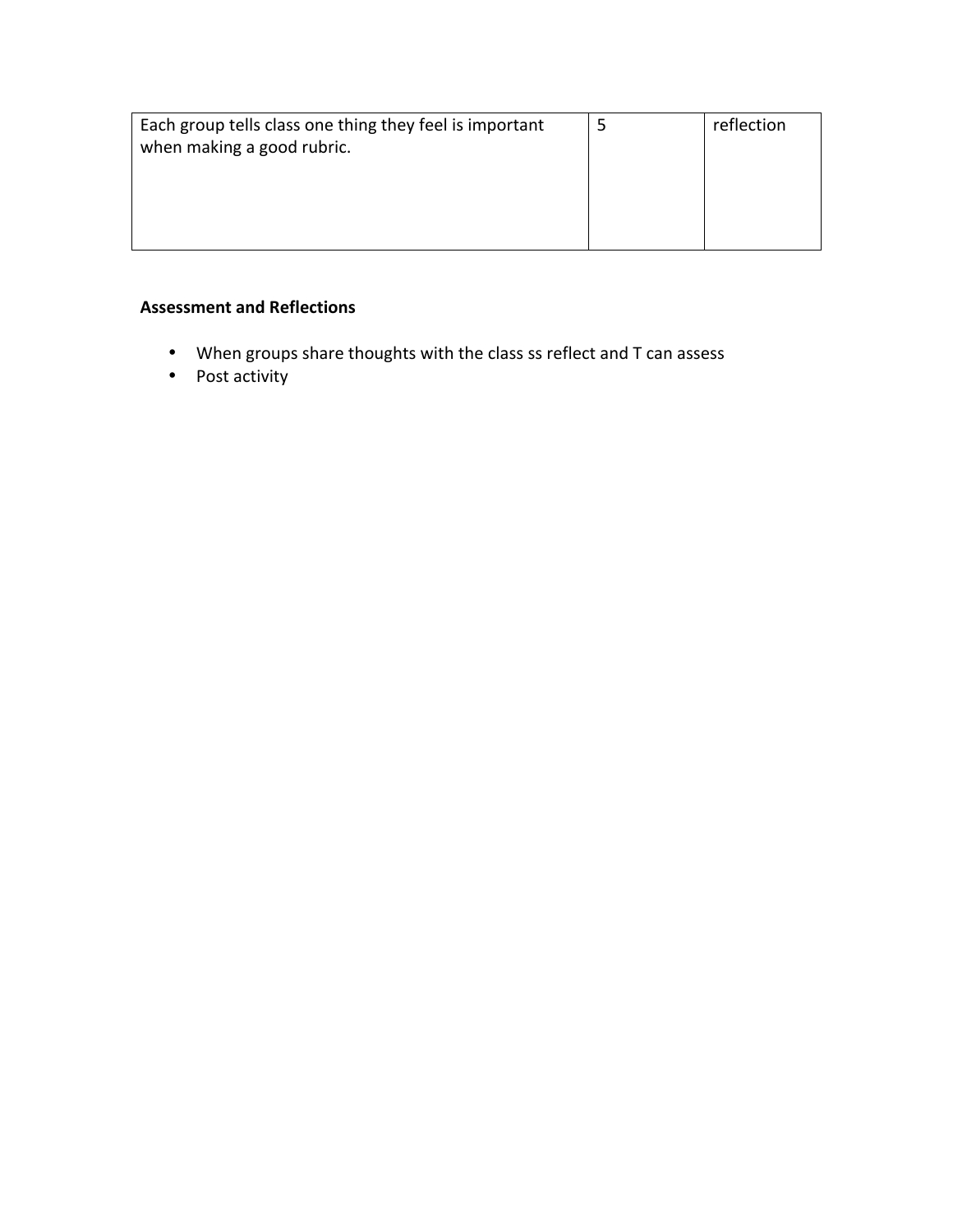| | | |
|---|---|---|
| Each group tells class one thing they feel is important when making a good rubric. | 5 | reflection |

**Assessment and Reflections**

- When groups share thoughts with the class ss reflect and T can assess
- Post activity